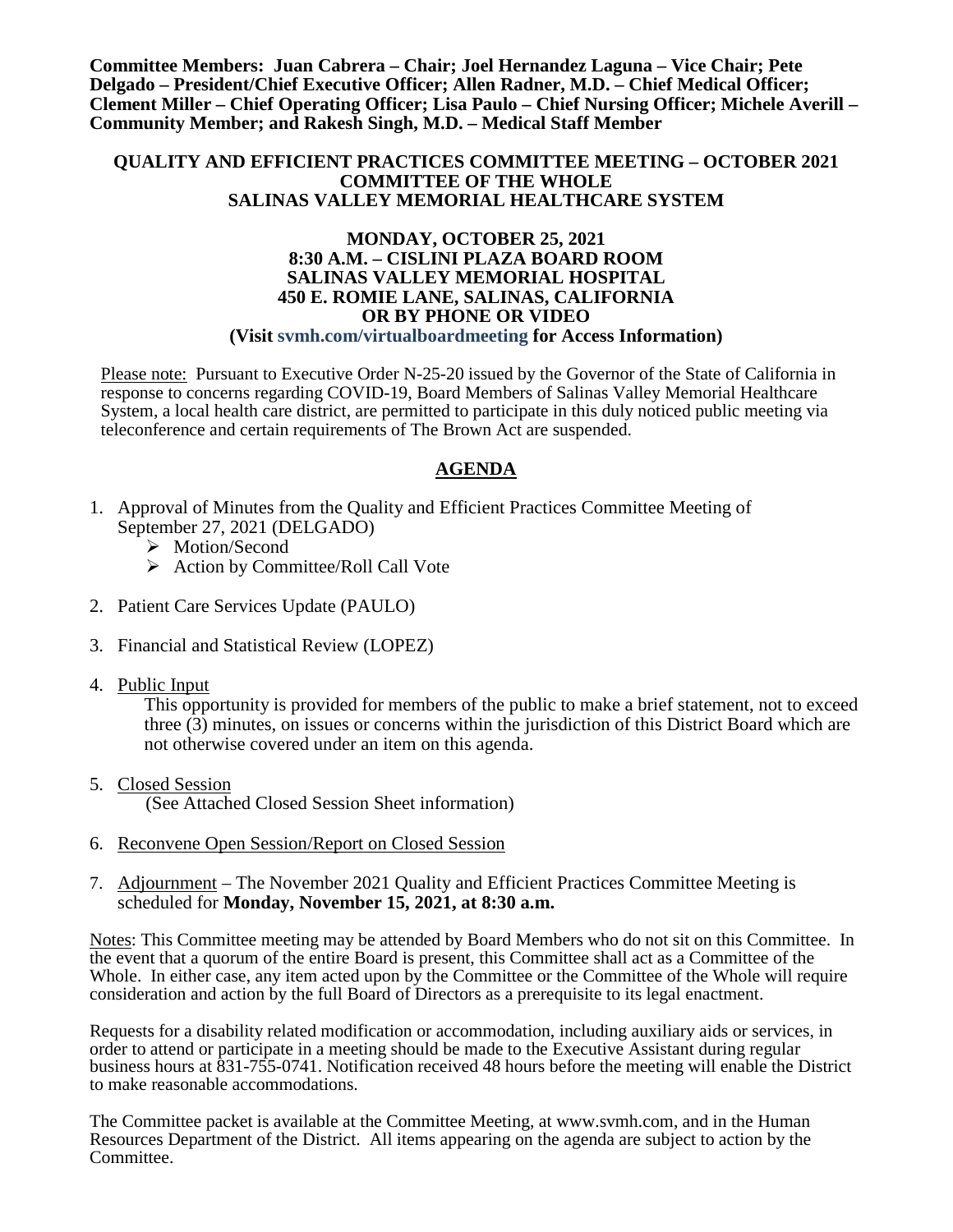**Committee Members: Juan Cabrera – Chair; Joel Hernandez Laguna – Vice Chair; Pete Delgado – President/Chief Executive Officer; Allen Radner, M.D. – Chief Medical Officer; Clement Miller – Chief Operating Officer; Lisa Paulo – Chief Nursing Officer; Michele Averill – Community Member; and Rakesh Singh, M.D. – Medical Staff Member**

**QUALITY AND EFFICIENT PRACTICES COMMITTEE MEETING – OCTOBER 2021**
**COMMITTEE OF THE WHOLE**
**SALINAS VALLEY MEMORIAL HEALTHCARE SYSTEM**

**MONDAY, OCTOBER 25, 2021**
**8:30 A.M. – CISLINI PLAZA BOARD ROOM**
**SALINAS VALLEY MEMORIAL HOSPITAL**
**450 E. ROMIE LANE, SALINAS, CALIFORNIA**
**OR BY PHONE OR VIDEO**
**(Visit svmh.com/virtualboardmeeting for Access Information)**

Please note: Pursuant to Executive Order N-25-20 issued by the Governor of the State of California in response to concerns regarding COVID-19, Board Members of Salinas Valley Memorial Healthcare System, a local health care district, are permitted to participate in this duly noticed public meeting via teleconference and certain requirements of The Brown Act are suspended.

## AGENDA

1. Approval of Minutes from the Quality and Efficient Practices Committee Meeting of September 27, 2021 (DELGADO)
   - Motion/Second
   - Action by Committee/Roll Call Vote

2. Patient Care Services Update (PAULO)

3. Financial and Statistical Review (LOPEZ)

4. Public Input
   This opportunity is provided for members of the public to make a brief statement, not to exceed three (3) minutes, on issues or concerns within the jurisdiction of this District Board which are not otherwise covered under an item on this agenda.

5. Closed Session
   (See Attached Closed Session Sheet information)

6. Reconvene Open Session/Report on Closed Session

7. Adjournment – The November 2021 Quality and Efficient Practices Committee Meeting is scheduled for **Monday, November 15, 2021, at 8:30 a.m.**

Notes: This Committee meeting may be attended by Board Members who do not sit on this Committee. In the event that a quorum of the entire Board is present, this Committee shall act as a Committee of the Whole. In either case, any item acted upon by the Committee or the Committee of the Whole will require consideration and action by the full Board of Directors as a prerequisite to its legal enactment.

Requests for a disability related modification or accommodation, including auxiliary aids or services, in order to attend or participate in a meeting should be made to the Executive Assistant during regular business hours at 831-755-0741. Notification received 48 hours before the meeting will enable the District to make reasonable accommodations.

The Committee packet is available at the Committee Meeting, at www.svmh.com, and in the Human Resources Department of the District. All items appearing on the agenda are subject to action by the Committee.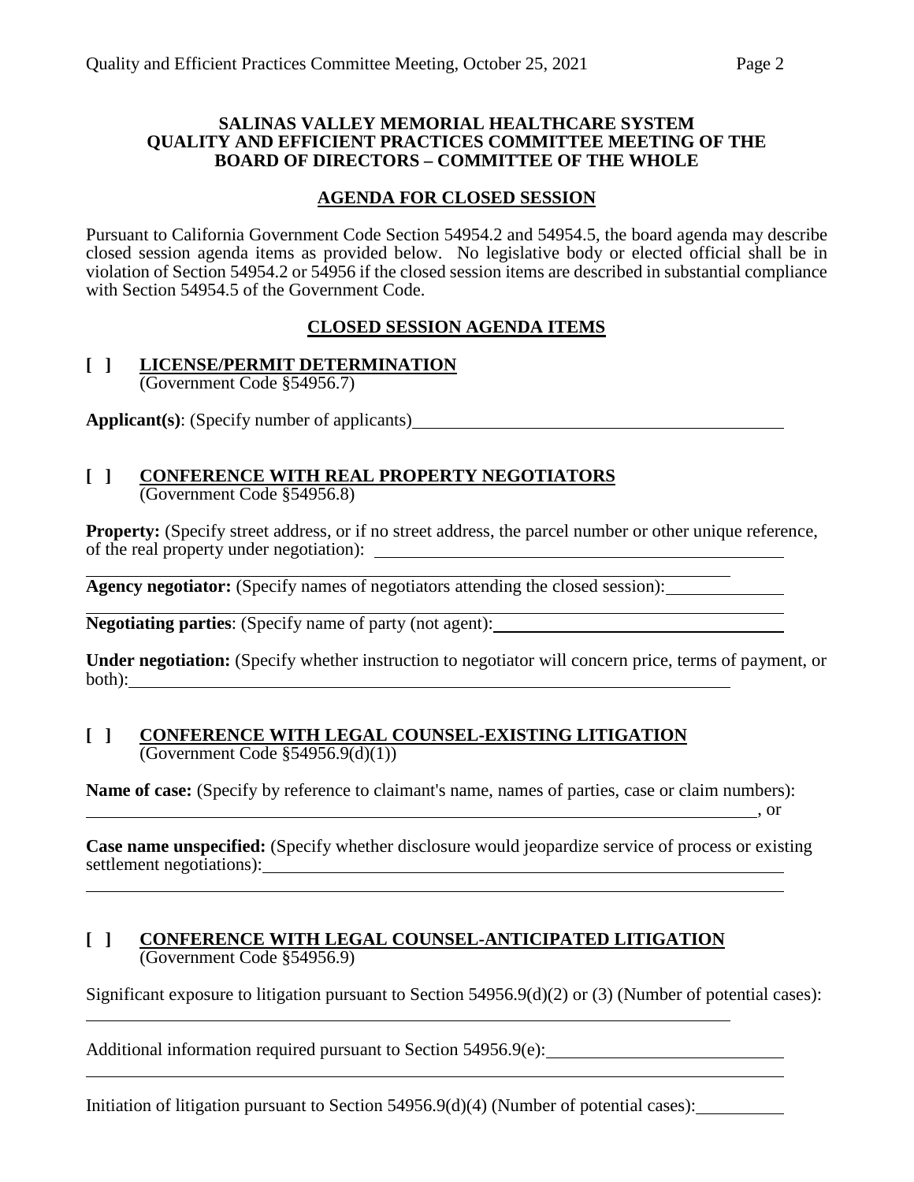**SALINAS VALLEY MEMORIAL HEALTHCARE SYSTEM**
**QUALITY AND EFFICIENT PRACTICES COMMITTEE MEETING OF THE BOARD OF DIRECTORS – COMMITTEE OF THE WHOLE**

## AGENDA FOR CLOSED SESSION

Pursuant to California Government Code Section 54954.2 and 54954.5, the board agenda may describe closed session agenda items as provided below. No legislative body or elected official shall be in violation of Section 54954.2 or 54956 if the closed session items are described in substantial compliance with Section 54954.5 of the Government Code.

## CLOSED SESSION AGENDA ITEMS

**[ ] LICENSE/PERMIT DETERMINATION**
(Government Code §54956.7)

**Applicant(s)**: (Specify number of applicants) ______________________________

**[ ] CONFERENCE WITH REAL PROPERTY NEGOTIATORS**
(Government Code §54956.8)

**Property:** (Specify street address, or if no street address, the parcel number or other unique reference, of the real property under negotiation): ______________________________

______________________________

**Agency negotiator:** (Specify names of negotiators attending the closed session): __________

______________________________

**Negotiating parties**: (Specify name of party (not agent): ______________________________

**Under negotiation:** (Specify whether instruction to negotiator will concern price, terms of payment, or both): ______________________________

**[ ] CONFERENCE WITH LEGAL COUNSEL-EXISTING LITIGATION**
(Government Code §54956.9(d)(1))

**Name of case:** (Specify by reference to claimant's name, names of parties, case or claim numbers):
______________________________, or

**Case name unspecified:** (Specify whether disclosure would jeopardize service of process or existing settlement negotiations): ______________________________

______________________________

**[ ] CONFERENCE WITH LEGAL COUNSEL-ANTICIPATED LITIGATION**
(Government Code §54956.9)

Significant exposure to litigation pursuant to Section 54956.9(d)(2) or (3) (Number of potential cases):
______________________________

Additional information required pursuant to Section 54956.9(e): ______________________________

______________________________

Initiation of litigation pursuant to Section 54956.9(d)(4) (Number of potential cases): __________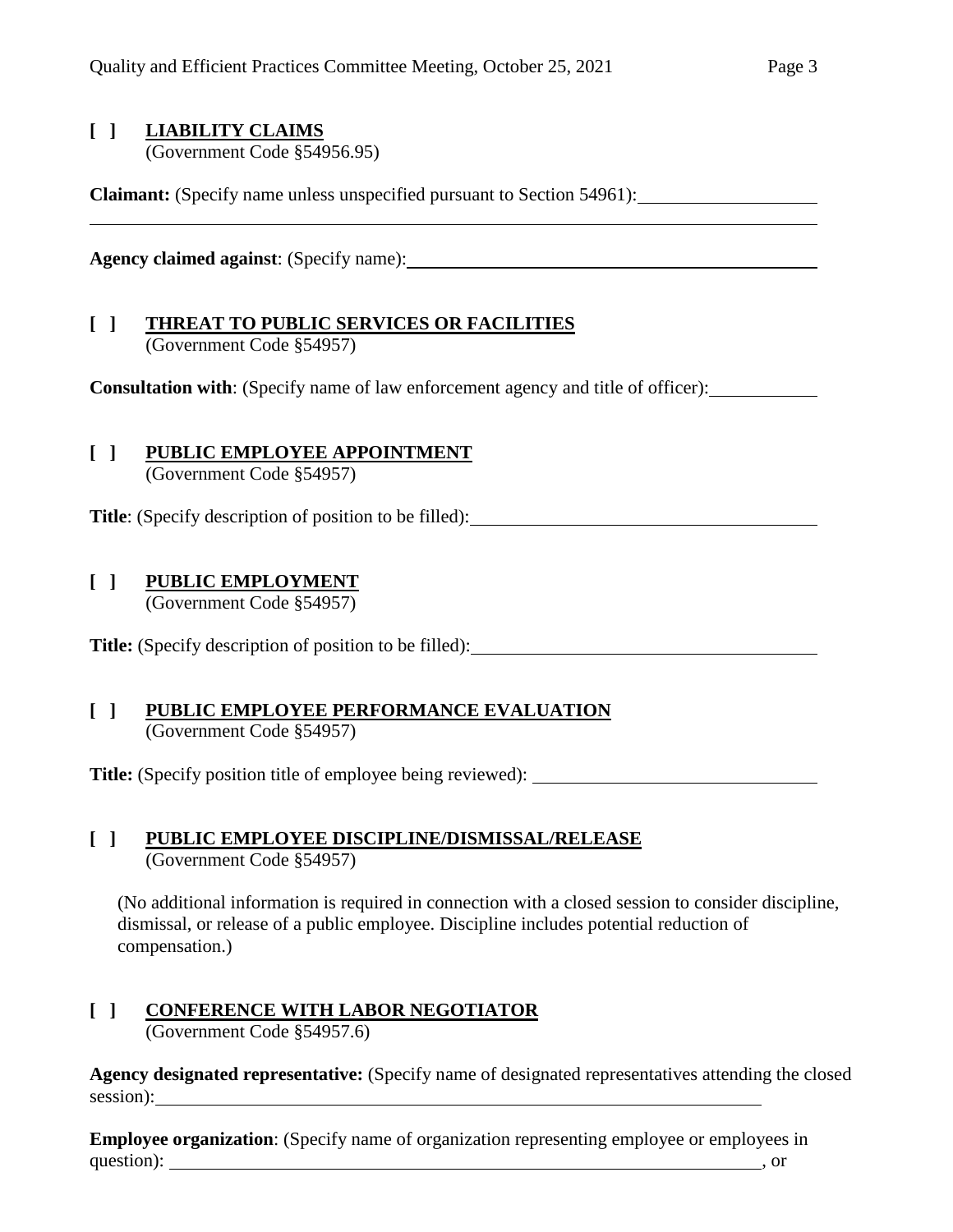**[ ] LIABILITY CLAIMS**
(Government Code §54956.95)

**Claimant:** (Specify name unless unspecified pursuant to Section 54961): \_\_\_\_\_\_\_\_\_\_\_\_\_\_\_\_\_\_\_\_

\_\_\_\_\_\_\_\_\_\_\_\_\_\_\_\_\_\_\_\_\_\_\_\_\_\_\_\_\_\_\_\_\_\_\_\_\_\_\_\_\_\_\_\_\_\_\_\_\_\_\_\_\_\_\_\_\_\_\_\_\_\_\_\_\_\_\_\_\_\_\_\_

**Agency claimed against**: (Specify name): \_\_\_\_\_\_\_\_\_\_\_\_\_\_\_\_\_\_\_\_\_\_\_\_\_\_\_\_\_\_\_\_\_\_\_\_\_\_\_\_\_\_\_\_

**[ ] THREAT TO PUBLIC SERVICES OR FACILITIES**
(Government Code §54957)

**Consultation with**: (Specify name of law enforcement agency and title of officer): \_\_\_\_\_\_\_\_\_\_\_\_

**[ ] PUBLIC EMPLOYEE APPOINTMENT**
(Government Code §54957)

**Title**: (Specify description of position to be filled): \_\_\_\_\_\_\_\_\_\_\_\_\_\_\_\_\_\_\_\_\_\_\_\_\_\_\_\_\_\_\_\_\_\_\_\_\_\_

**[ ] PUBLIC EMPLOYMENT**
(Government Code §54957)

**Title:** (Specify description of position to be filled): \_\_\_\_\_\_\_\_\_\_\_\_\_\_\_\_\_\_\_\_\_\_\_\_\_\_\_\_\_\_\_\_\_\_\_\_\_\_

**[ ] PUBLIC EMPLOYEE PERFORMANCE EVALUATION**
(Government Code §54957)

**Title:** (Specify position title of employee being reviewed): \_\_\_\_\_\_\_\_\_\_\_\_\_\_\_\_\_\_\_\_\_\_\_\_\_\_\_\_\_\_\_\_

**[ ] PUBLIC EMPLOYEE DISCIPLINE/DISMISSAL/RELEASE**
(Government Code §54957)

(No additional information is required in connection with a closed session to consider discipline, dismissal, or release of a public employee. Discipline includes potential reduction of compensation.)

**[ ] CONFERENCE WITH LABOR NEGOTIATOR**
(Government Code §54957.6)

**Agency designated representative:** (Specify name of designated representatives attending the closed session): \_\_\_\_\_\_\_\_\_\_\_\_\_\_\_\_\_\_\_\_\_\_\_\_\_\_\_\_\_\_\_\_\_\_\_\_\_\_\_\_\_\_\_\_\_\_\_\_\_\_\_\_\_\_\_\_\_\_\_\_\_\_\_\_\_\_\_\_\_

**Employee organization**: (Specify name of organization representing employee or employees in question): \_\_\_\_\_\_\_\_\_\_\_\_\_\_\_\_\_\_\_\_\_\_\_\_\_\_\_\_\_\_\_\_\_\_\_\_\_\_\_\_\_\_\_\_\_\_\_\_\_\_\_\_\_\_\_\_\_\_\_\_\_\_\_\_\_\_\_\_\_\_, or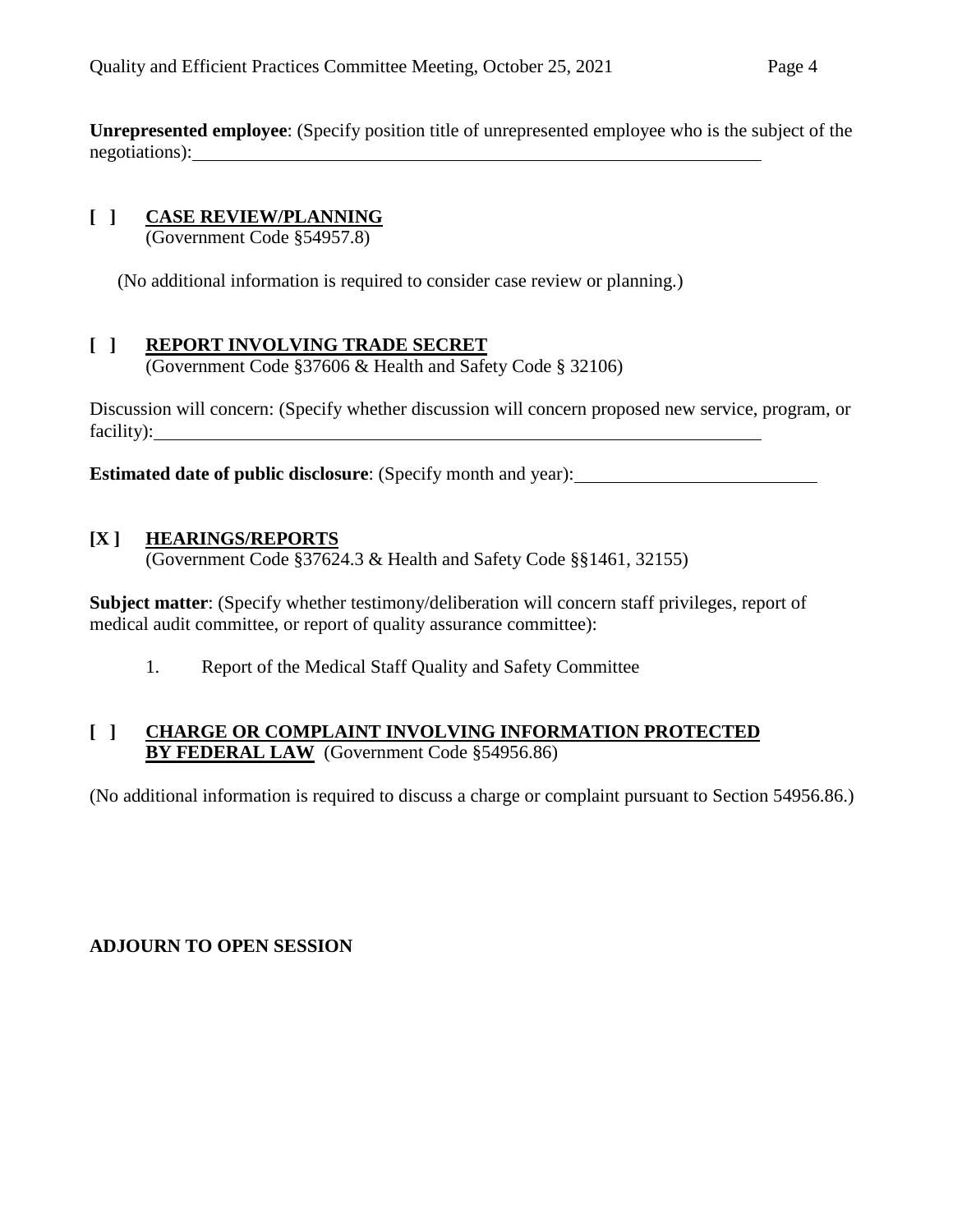**Unrepresented employee**: (Specify position title of unrepresented employee who is the subject of the negotiations): ______________________________________________

**[ ] CASE REVIEW/PLANNING**
(Government Code §54957.8)

(No additional information is required to consider case review or planning.)

**[ ] REPORT INVOLVING TRADE SECRET**
(Government Code §37606 & Health and Safety Code § 32106)

Discussion will concern: (Specify whether discussion will concern proposed new service, program, or facility): ______________________________________________

**Estimated date of public disclosure**: (Specify month and year): ____________________

**[X ] HEARINGS/REPORTS**
(Government Code §37624.3 & Health and Safety Code §§1461, 32155)

**Subject matter**: (Specify whether testimony/deliberation will concern staff privileges, report of medical audit committee, or report of quality assurance committee):

1. Report of the Medical Staff Quality and Safety Committee

**[ ] CHARGE OR COMPLAINT INVOLVING INFORMATION PROTECTED BY FEDERAL LAW** (Government Code §54956.86)

(No additional information is required to discuss a charge or complaint pursuant to Section 54956.86.)

**ADJOURN TO OPEN SESSION**